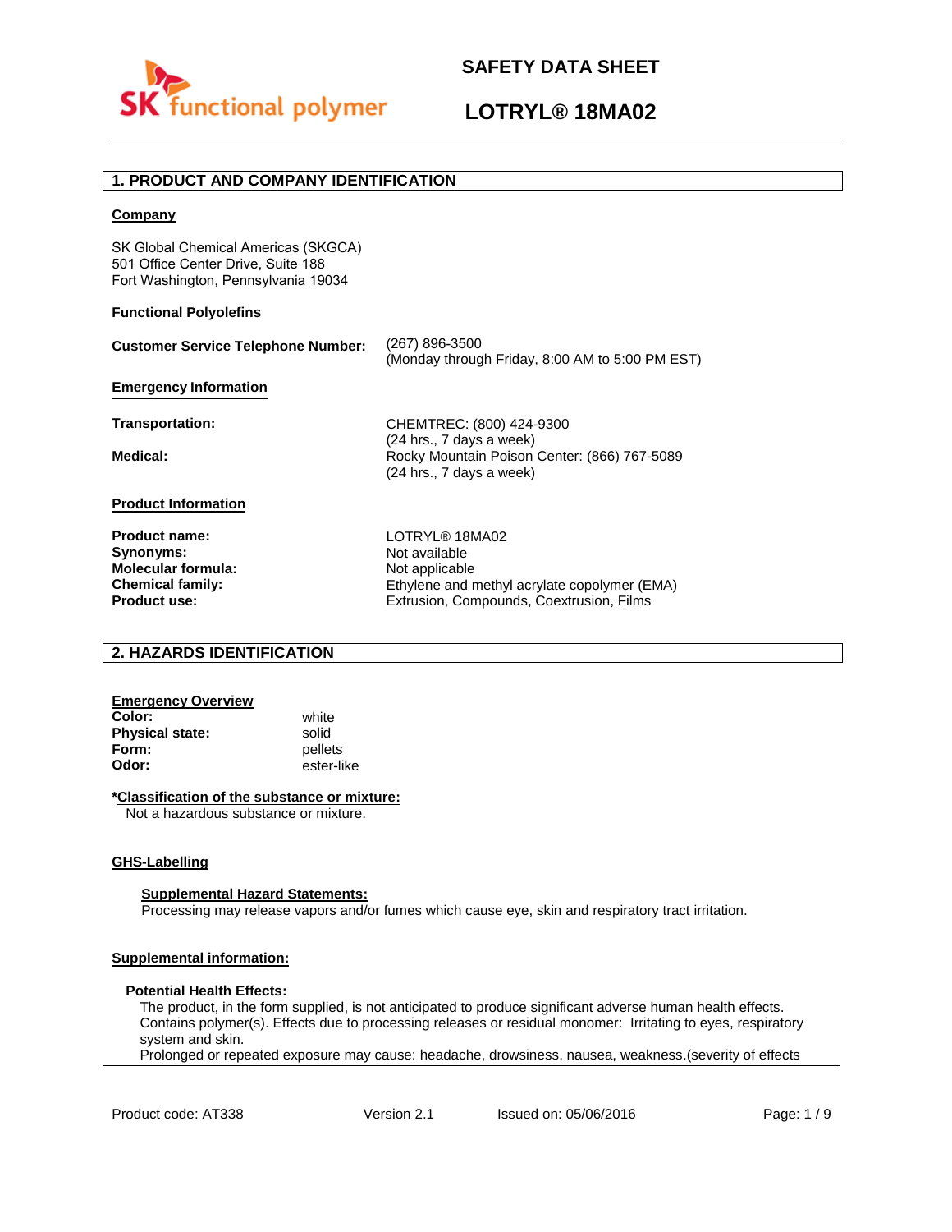# SAFETY DATA SHEET

# LOTRYL® 18MA02

## 1. PRODUCT AND COMPANY IDENTIFICATION

**Company**

SK Global Chemical Americas (SKGCA)
501 Office Center Drive, Suite 188
Fort Washington, Pennsylvania 19034

**Functional Polyolefins**

**Customer Service Telephone Number:** (267) 896-3500
(Monday through Friday, 8:00 AM to 5:00 PM EST)

**Emergency Information**

**Transportation:** CHEMTREC: (800) 424-9300
(24 hrs., 7 days a week)

**Medical:** Rocky Mountain Poison Center: (866) 767-5089
(24 hrs., 7 days a week)

**Product Information**

**Product name:** LOTRYL® 18MA02
**Synonyms:** Not available
**Molecular formula:** Not applicable
**Chemical family:** Ethylene and methyl acrylate copolymer (EMA)
**Product use:** Extrusion, Compounds, Coextrusion, Films

## 2. HAZARDS IDENTIFICATION

**Emergency Overview**
**Color:** white
**Physical state:** solid
**Form:** pellets
**Odor:** ester-like

***Classification of the substance or mixture:**
Not a hazardous substance or mixture.

**GHS-Labelling**

**Supplemental Hazard Statements:**
Processing may release vapors and/or fumes which cause eye, skin and respiratory tract irritation.

**Supplemental information:**

**Potential Health Effects:**
The product, in the form supplied, is not anticipated to produce significant adverse human health effects. Contains polymer(s). Effects due to processing releases or residual monomer: Irritating to eyes, respiratory system and skin.
Prolonged or repeated exposure may cause: headache, drowsiness, nausea, weakness.(severity of effects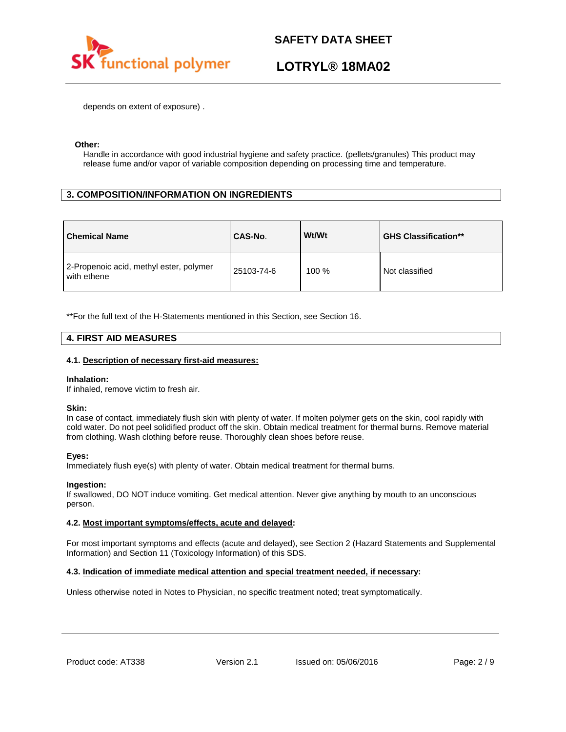depends on extent of exposure) .

**Other:**

Handle in accordance with good industrial hygiene and safety practice. (pellets/granules) This product may release fume and/or vapor of variable composition depending on processing time and temperature.

## 3. COMPOSITION/INFORMATION ON INGREDIENTS

| Chemical Name | CAS-No. | Wt/Wt | GHS Classification** |
|---|---|---|---|
| 2-Propenoic acid, methyl ester, polymer with ethene | 25103-74-6 | 100 % | Not classified |

**For the full text of the H-Statements mentioned in this Section, see Section 16.

## 4. FIRST AID MEASURES

### 4.1. Description of necessary first-aid measures:

**Inhalation:**

If inhaled, remove victim to fresh air.

**Skin:**

In case of contact, immediately flush skin with plenty of water. If molten polymer gets on the skin, cool rapidly with cold water. Do not peel solidified product off the skin. Obtain medical treatment for thermal burns. Remove material from clothing. Wash clothing before reuse. Thoroughly clean shoes before reuse.

**Eyes:**

Immediately flush eye(s) with plenty of water. Obtain medical treatment for thermal burns.

**Ingestion:**

If swallowed, DO NOT induce vomiting. Get medical attention. Never give anything by mouth to an unconscious person.

### 4.2. Most important symptoms/effects, acute and delayed:

For most important symptoms and effects (acute and delayed), see Section 2 (Hazard Statements and Supplemental Information) and Section 11 (Toxicology Information) of this SDS.

### 4.3. Indication of immediate medical attention and special treatment needed, if necessary:

Unless otherwise noted in Notes to Physician, no specific treatment noted; treat symptomatically.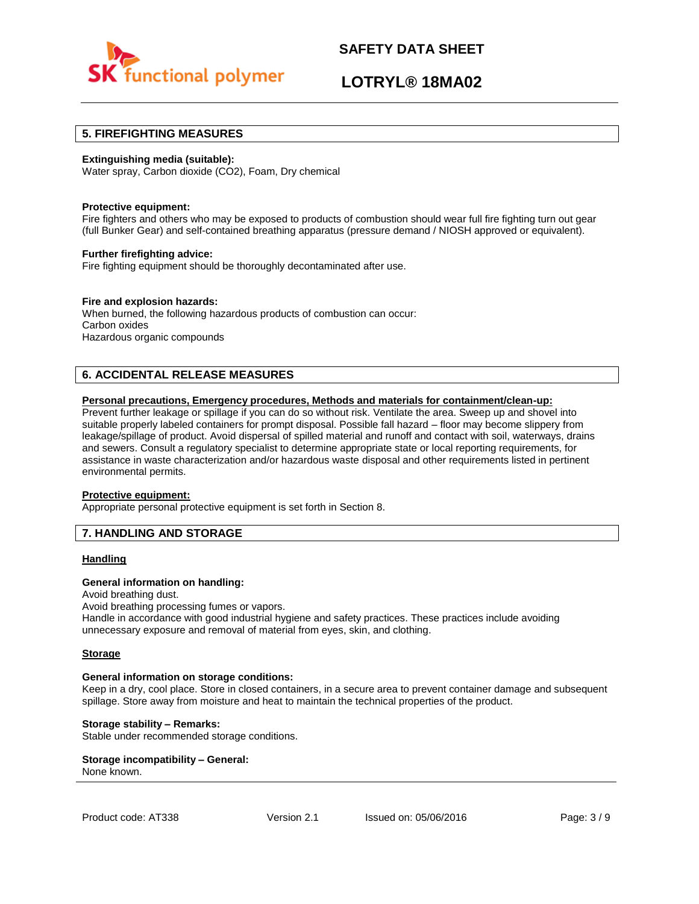## 5. FIREFIGHTING MEASURES

**Extinguishing media (suitable):**
Water spray, Carbon dioxide ($CO_2$), Foam, Dry chemical

**Protective equipment:**
Fire fighters and others who may be exposed to products of combustion should wear full fire fighting turn out gear (full Bunker Gear) and self-contained breathing apparatus (pressure demand / NIOSH approved or equivalent).

**Further firefighting advice:**
Fire fighting equipment should be thoroughly decontaminated after use.

**Fire and explosion hazards:**
When burned, the following hazardous products of combustion can occur:
Carbon oxides
Hazardous organic compounds

## 6. ACCIDENTAL RELEASE MEASURES

**Personal precautions, Emergency procedures, Methods and materials for containment/clean-up:**
Prevent further leakage or spillage if you can do so without risk. Ventilate the area. Sweep up and shovel into suitable properly labeled containers for prompt disposal. Possible fall hazard – floor may become slippery from leakage/spillage of product. Avoid dispersal of spilled material and runoff and contact with soil, waterways, drains and sewers. Consult a regulatory specialist to determine appropriate state or local reporting requirements, for assistance in waste characterization and/or hazardous waste disposal and other requirements listed in pertinent environmental permits.

**Protective equipment:**
Appropriate personal protective equipment is set forth in Section 8.

## 7. HANDLING AND STORAGE

### Handling

**General information on handling:**
Avoid breathing dust.
Avoid breathing processing fumes or vapors.
Handle in accordance with good industrial hygiene and safety practices. These practices include avoiding unnecessary exposure and removal of material from eyes, skin, and clothing.

### Storage

**General information on storage conditions:**
Keep in a dry, cool place. Store in closed containers, in a secure area to prevent container damage and subsequent spillage. Store away from moisture and heat to maintain the technical properties of the product.

**Storage stability – Remarks:**
Stable under recommended storage conditions.

**Storage incompatibility – General:**
None known.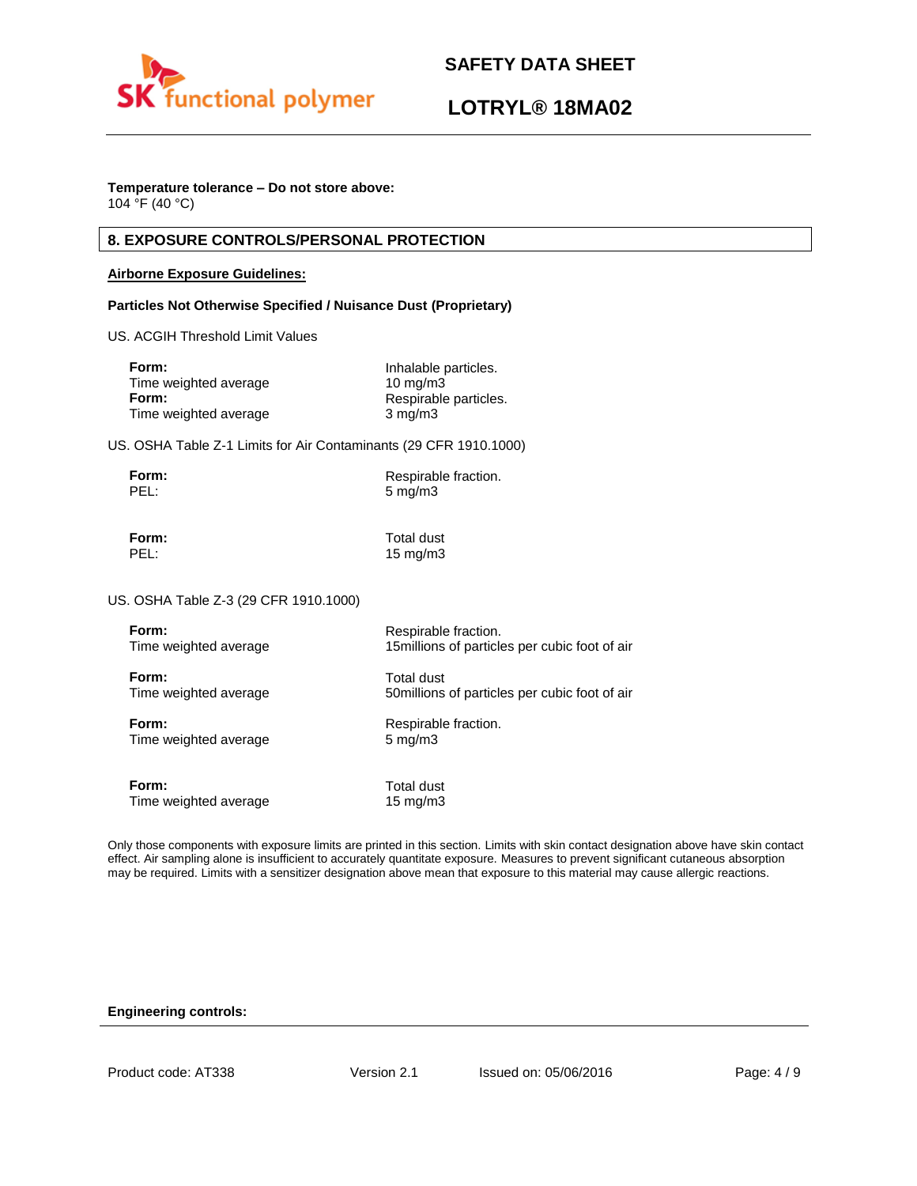**Temperature tolerance – Do not store above:**
104 °F (40 °C)

## 8. EXPOSURE CONTROLS/PERSONAL PROTECTION

**Airborne Exposure Guidelines:**

**Particles Not Otherwise Specified / Nuisance Dust (Proprietary)**

US. ACGIH Threshold Limit Values

| | |
|---|---|
| **Form:** | Inhalable particles. |
| Time weighted average | 10 mg/m3 |
| **Form:** | Respirable particles. |
| Time weighted average | 3 mg/m3 |

US. OSHA Table Z-1 Limits for Air Contaminants (29 CFR 1910.1000)

| | |
|---|---|
| **Form:** | Respirable fraction. |
| PEL: | 5 mg/m3 |
| **Form:** | Total dust |
| PEL: | 15 mg/m3 |

US. OSHA Table Z-3 (29 CFR 1910.1000)

| | |
|---|---|
| **Form:** | Respirable fraction. |
| Time weighted average | 15millions of particles per cubic foot of air |
| **Form:** | Total dust |
| Time weighted average | 50millions of particles per cubic foot of air |
| **Form:** | Respirable fraction. |
| Time weighted average | 5 mg/m3 |
| **Form:** | Total dust |
| Time weighted average | 15 mg/m3 |

Only those components with exposure limits are printed in this section. Limits with skin contact designation above have skin contact effect. Air sampling alone is insufficient to accurately quantitate exposure. Measures to prevent significant cutaneous absorption may be required. Limits with a sensitizer designation above mean that exposure to this material may cause allergic reactions.

**Engineering controls:**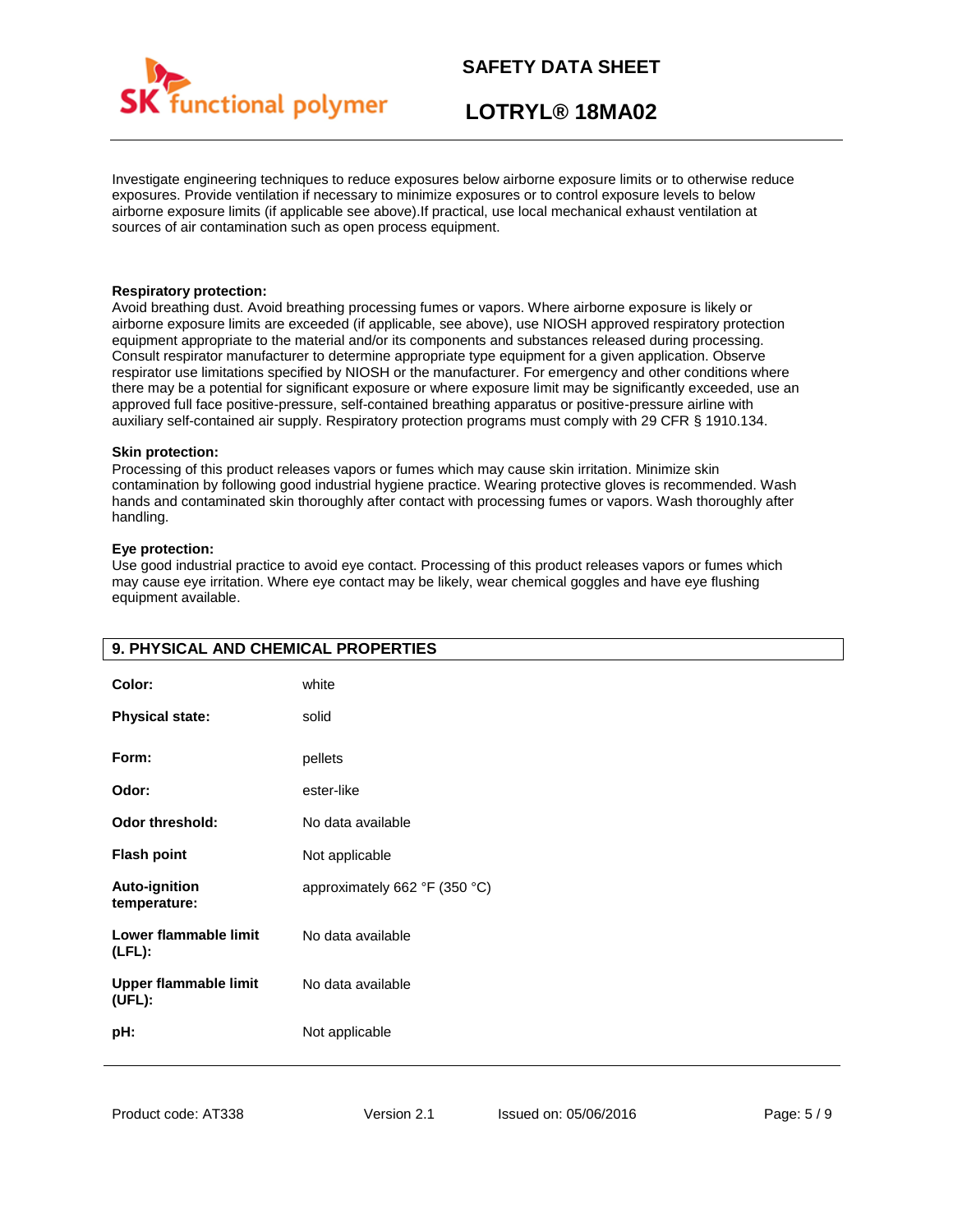Investigate engineering techniques to reduce exposures below airborne exposure limits or to otherwise reduce exposures. Provide ventilation if necessary to minimize exposures or to control exposure levels to below airborne exposure limits (if applicable see above).If practical, use local mechanical exhaust ventilation at sources of air contamination such as open process equipment.

**Respiratory protection:**
Avoid breathing dust. Avoid breathing processing fumes or vapors. Where airborne exposure is likely or airborne exposure limits are exceeded (if applicable, see above), use NIOSH approved respiratory protection equipment appropriate to the material and/or its components and substances released during processing. Consult respirator manufacturer to determine appropriate type equipment for a given application. Observe respirator use limitations specified by NIOSH or the manufacturer. For emergency and other conditions where there may be a potential for significant exposure or where exposure limit may be significantly exceeded, use an approved full face positive-pressure, self-contained breathing apparatus or positive-pressure airline with auxiliary self-contained air supply. Respiratory protection programs must comply with 29 CFR § 1910.134.

**Skin protection:**
Processing of this product releases vapors or fumes which may cause skin irritation. Minimize skin contamination by following good industrial hygiene practice. Wearing protective gloves is recommended. Wash hands and contaminated skin thoroughly after contact with processing fumes or vapors. Wash thoroughly after handling.

**Eye protection:**
Use good industrial practice to avoid eye contact. Processing of this product releases vapors or fumes which may cause eye irritation. Where eye contact may be likely, wear chemical goggles and have eye flushing equipment available.

## 9. PHYSICAL AND CHEMICAL PROPERTIES

| | |
|---|---|
| **Color:** | white |
| **Physical state:** | solid |
| **Form:** | pellets |
| **Odor:** | ester-like |
| **Odor threshold:** | No data available |
| **Flash point** | Not applicable |
| **Auto-ignition temperature:** | approximately 662 °F (350 °C) |
| **Lower flammable limit (LFL):** | No data available |
| **Upper flammable limit (UFL):** | No data available |
| **pH:** | Not applicable |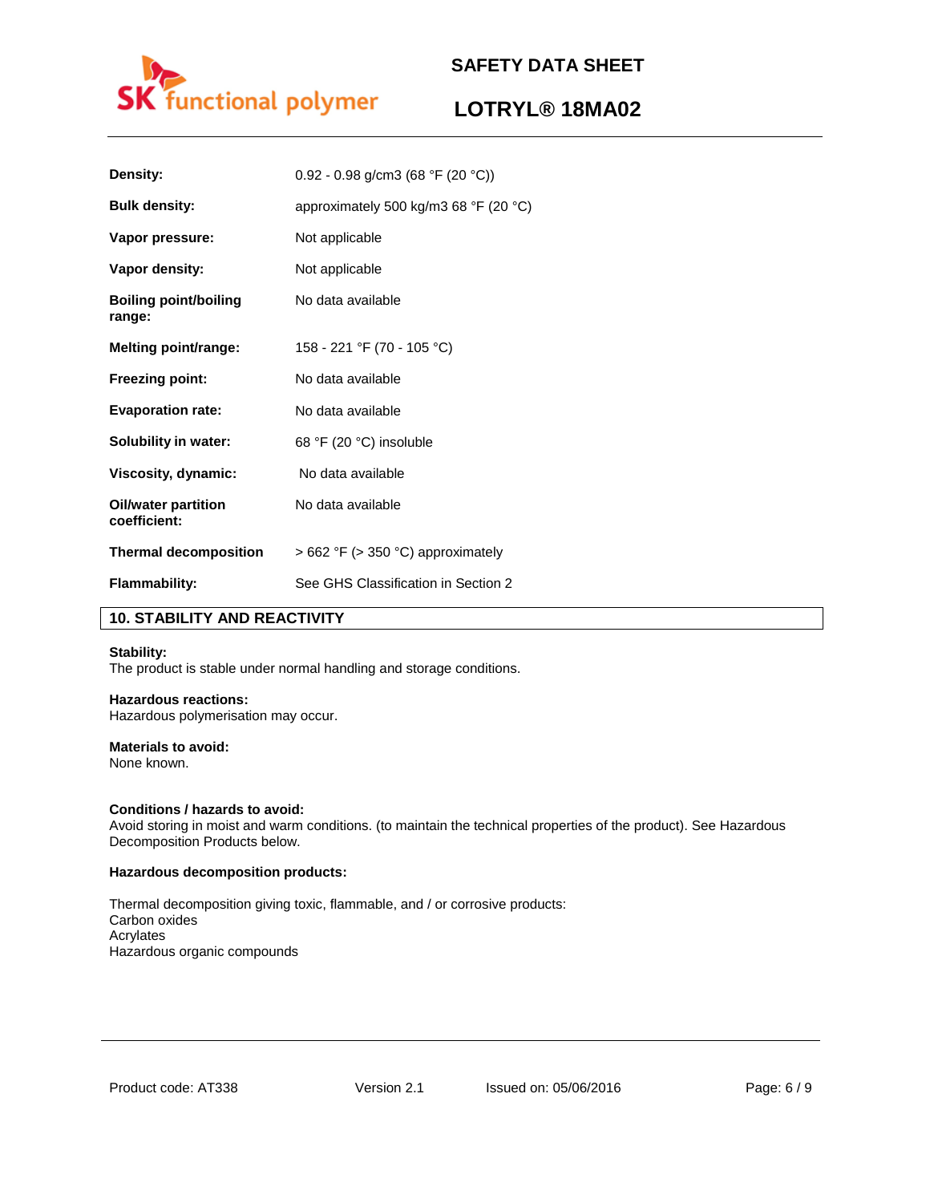| | |
|---|---|
| **Density:** | 0.92 - 0.98 g/cm3 (68 °F (20 °C)) |
| **Bulk density:** | approximately 500 kg/m3 68 °F (20 °C) |
| **Vapor pressure:** | Not applicable |
| **Vapor density:** | Not applicable |
| **Boiling point/boiling range:** | No data available |
| **Melting point/range:** | 158 - 221 °F (70 - 105 °C) |
| **Freezing point:** | No data available |
| **Evaporation rate:** | No data available |
| **Solubility in water:** | 68 °F (20 °C) insoluble |
| **Viscosity, dynamic:** | No data available |
| **Oil/water partition coefficient:** | No data available |
| **Thermal decomposition** | > 662 °F (> 350 °C) approximately |
| **Flammability:** | See GHS Classification in Section 2 |

## 10. STABILITY AND REACTIVITY

**Stability:**
The product is stable under normal handling and storage conditions.

**Hazardous reactions:**
Hazardous polymerisation may occur.

**Materials to avoid:**
None known.

**Conditions / hazards to avoid:**
Avoid storing in moist and warm conditions. (to maintain the technical properties of the product). See Hazardous Decomposition Products below.

**Hazardous decomposition products:**

Thermal decomposition giving toxic, flammable, and / or corrosive products:
Carbon oxides
Acrylates
Hazardous organic compounds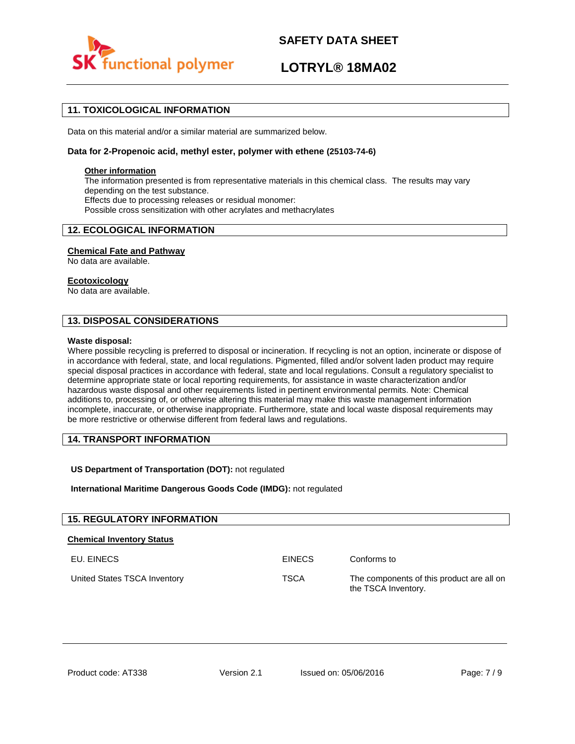## 11. TOXICOLOGICAL INFORMATION

Data on this material and/or a similar material are summarized below.

**Data for 2-Propenoic acid, methyl ester, polymer with ethene (25103-74-6)**

**Other information**
The information presented is from representative materials in this chemical class. The results may vary depending on the test substance.
Effects due to processing releases or residual monomer:
Possible cross sensitization with other acrylates and methacrylates

## 12. ECOLOGICAL INFORMATION

**Chemical Fate and Pathway**
No data are available.

**Ecotoxicology**
No data are available.

## 13. DISPOSAL CONSIDERATIONS

**Waste disposal:**
Where possible recycling is preferred to disposal or incineration. If recycling is not an option, incinerate or dispose of in accordance with federal, state, and local regulations. Pigmented, filled and/or solvent laden product may require special disposal practices in accordance with federal, state and local regulations. Consult a regulatory specialist to determine appropriate state or local reporting requirements, for assistance in waste characterization and/or hazardous waste disposal and other requirements listed in pertinent environmental permits. Note: Chemical additions to, processing of, or otherwise altering this material may make this waste management information incomplete, inaccurate, or otherwise inappropriate. Furthermore, state and local waste disposal requirements may be more restrictive or otherwise different from federal laws and regulations.

## 14. TRANSPORT INFORMATION

**US Department of Transportation (DOT):** not regulated

**International Maritime Dangerous Goods Code (IMDG):** not regulated

## 15. REGULATORY INFORMATION

**Chemical Inventory Status**

| | | |
|---|---|---|
| EU. EINECS | EINECS | Conforms to |
| United States TSCA Inventory | TSCA | The components of this product are all on the TSCA Inventory. |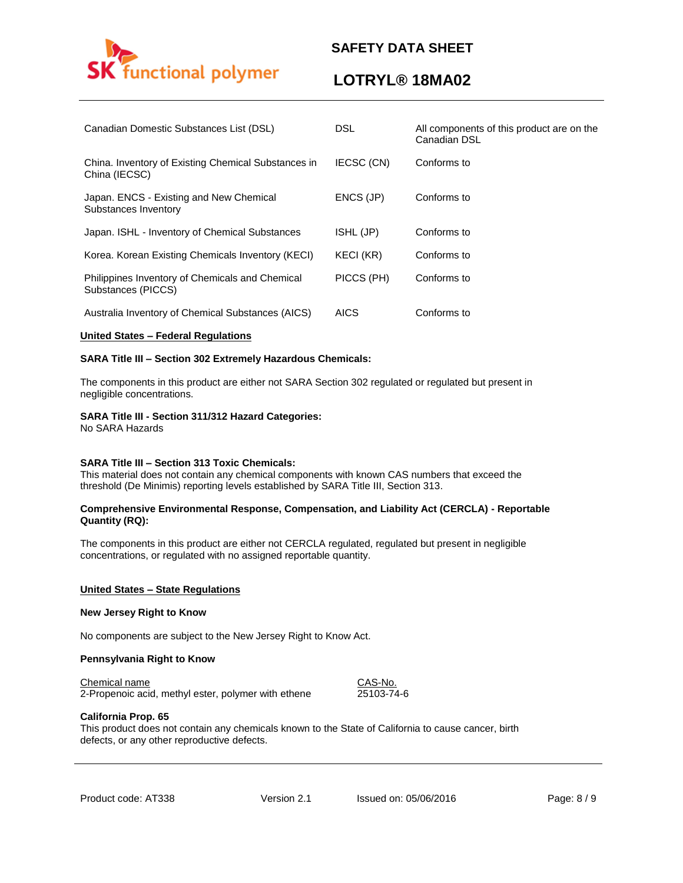| | | |
|---|---|---|
| Canadian Domestic Substances List (DSL) | DSL | All components of this product are on the Canadian DSL |
| China. Inventory of Existing Chemical Substances in China (IECSC) | IECSC (CN) | Conforms to |
| Japan. ENCS - Existing and New Chemical Substances Inventory | ENCS (JP) | Conforms to |
| Japan. ISHL - Inventory of Chemical Substances | ISHL (JP) | Conforms to |
| Korea. Korean Existing Chemicals Inventory (KECI) | KECI (KR) | Conforms to |
| Philippines Inventory of Chemicals and Chemical Substances (PICCS) | PICCS (PH) | Conforms to |
| Australia Inventory of Chemical Substances (AICS) | AICS | Conforms to |

**United States – Federal Regulations**

**SARA Title III – Section 302 Extremely Hazardous Chemicals:**

The components in this product are either not SARA Section 302 regulated or regulated but present in negligible concentrations.

**SARA Title III - Section 311/312 Hazard Categories:**
No SARA Hazards

**SARA Title III – Section 313 Toxic Chemicals:**
This material does not contain any chemical components with known CAS numbers that exceed the threshold (De Minimis) reporting levels established by SARA Title III, Section 313.

**Comprehensive Environmental Response, Compensation, and Liability Act (CERCLA) - Reportable Quantity (RQ):**

The components in this product are either not CERCLA regulated, regulated but present in negligible concentrations, or regulated with no assigned reportable quantity.

**United States – State Regulations**

**New Jersey Right to Know**

No components are subject to the New Jersey Right to Know Act.

**Pennsylvania Right to Know**

| Chemical name | CAS-No. |
|---|---|
| 2-Propenoic acid, methyl ester, polymer with ethene | 25103-74-6 |

**California Prop. 65**
This product does not contain any chemicals known to the State of California to cause cancer, birth defects, or any other reproductive defects.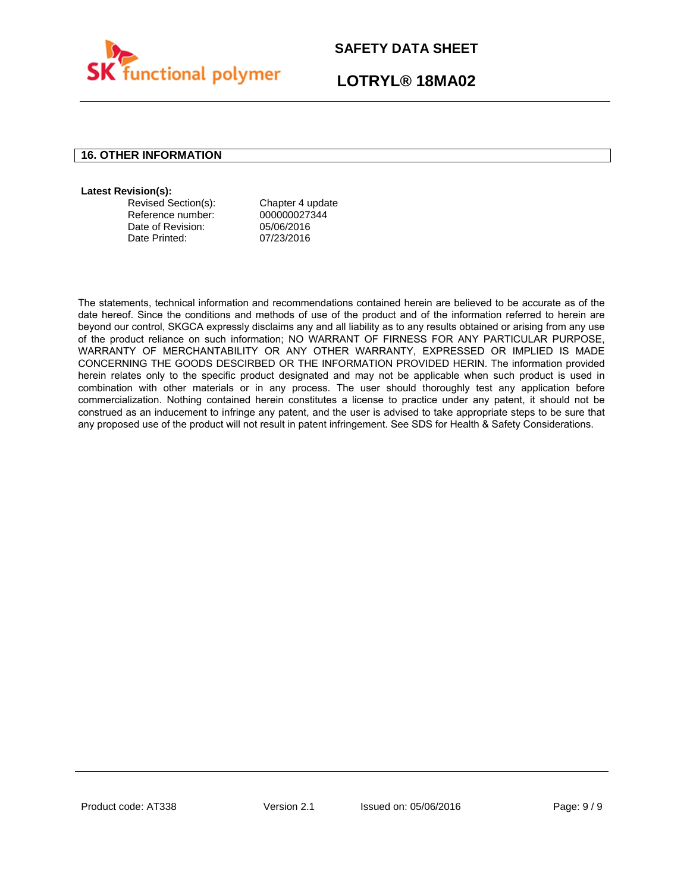## 16. OTHER INFORMATION

**Latest Revision(s):**

| | |
|---|---|
| Revised Section(s): | Chapter 4 update |
| Reference number: | 000000027344 |
| Date of Revision: | 05/06/2016 |
| Date Printed: | 07/23/2016 |

The statements, technical information and recommendations contained herein are believed to be accurate as of the date hereof. Since the conditions and methods of use of the product and of the information referred to herein are beyond our control, SKGCA expressly disclaims any and all liability as to any results obtained or arising from any use of the product reliance on such information; NO WARRANT OF FIRNESS FOR ANY PARTICULAR PURPOSE, WARRANTY OF MERCHANTABILITY OR ANY OTHER WARRANTY, EXPRESSED OR IMPLIED IS MADE CONCERNING THE GOODS DESCIRBED OR THE INFORMATION PROVIDED HERIN. The information provided herein relates only to the specific product designated and may not be applicable when such product is used in combination with other materials or in any process. The user should thoroughly test any application before commercialization. Nothing contained herein constitutes a license to practice under any patent, it should not be construed as an inducement to infringe any patent, and the user is advised to take appropriate steps to be sure that any proposed use of the product will not result in patent infringement. See SDS for Health & Safety Considerations.